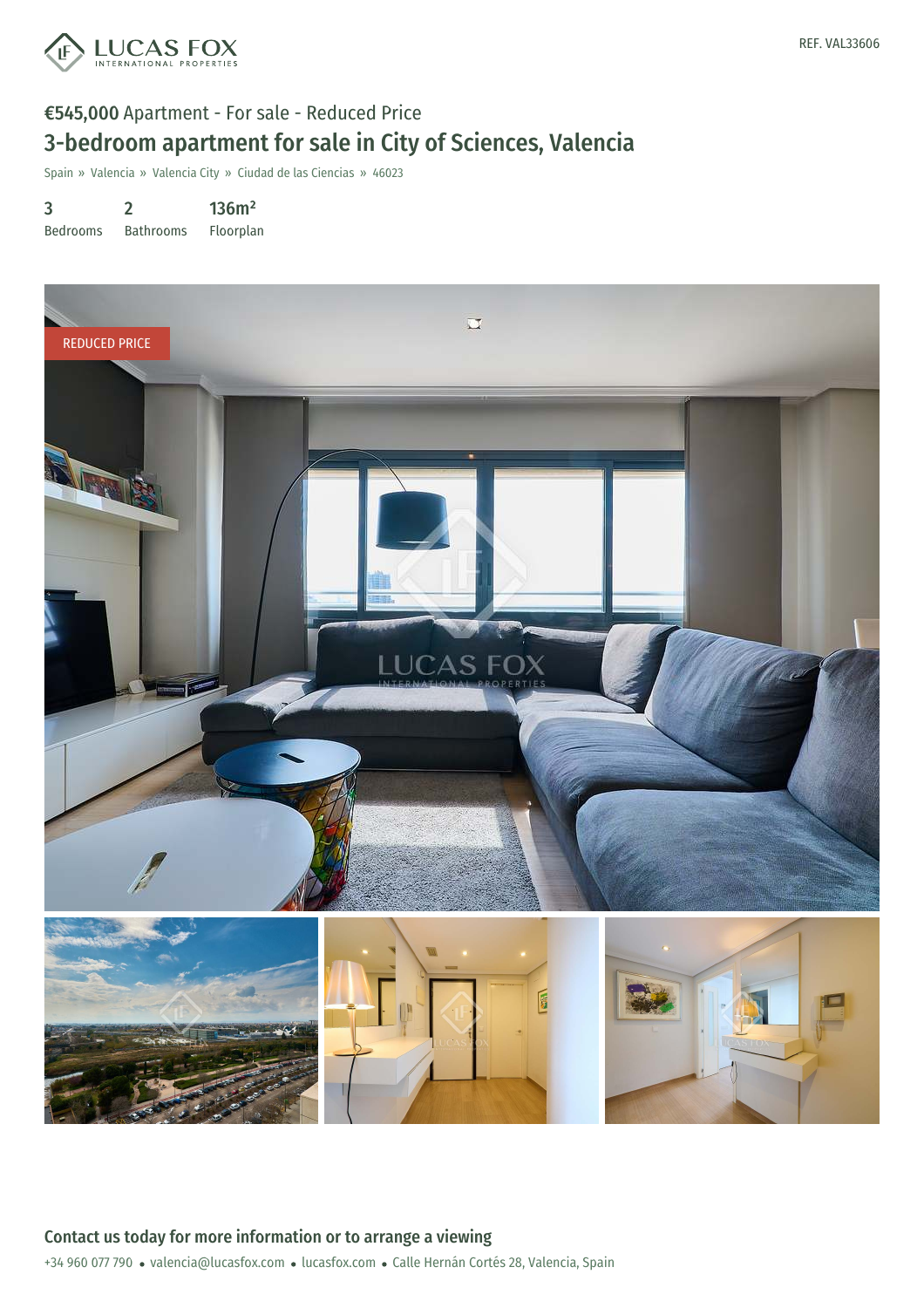LUCAS FOX
INTERNATIONAL PROPERTIES

REF. VAL33606

**€545,000** Apartment - For sale - Reduced Price

# 3-bedroom apartment for sale in City of Sciences, Valencia

Spain » Valencia » Valencia City » Ciudad de las Ciencias » 46023

| 3 | 2 | 136m² |
|---|---|---|
| Bedrooms | Bathrooms | Floorplan |

REDUCED PRICE

## Contact us today for more information or to arrange a viewing

+34 960 077 790 • valencia@lucasfox.com • lucasfox.com • Calle Hernán Cortés 28, Valencia, Spain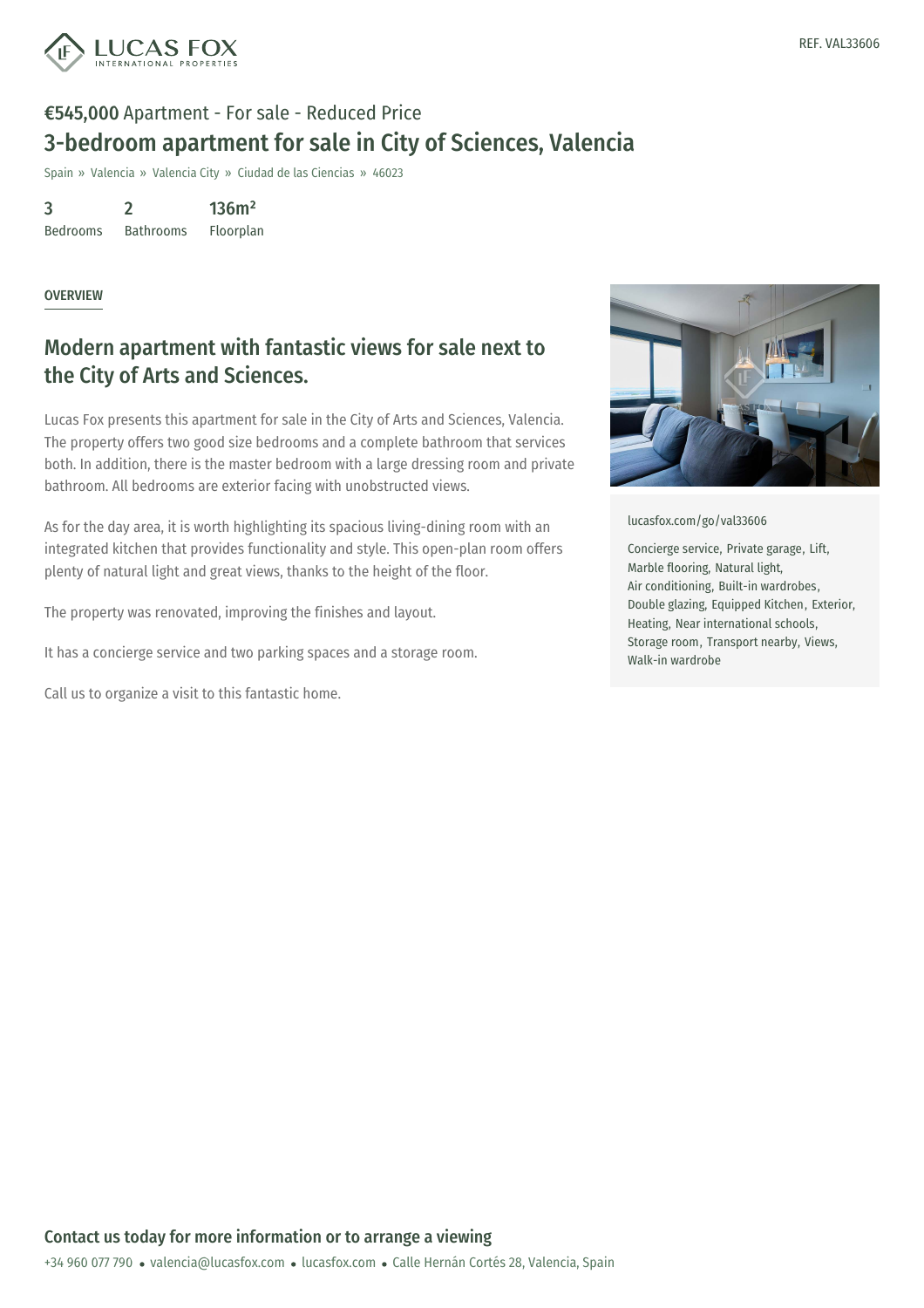REF. VAL33606

**€545,000** Apartment - For sale - Reduced Price

# 3-bedroom apartment for sale in City of Sciences, Valencia

Spain » Valencia » Valencia City » Ciudad de las Ciencias » 46023

| 3 | 2 | 136m² |
|---|---|---|
| Bedrooms | Bathrooms | Floorplan |

OVERVIEW

## Modern apartment with fantastic views for sale next to the City of Arts and Sciences.

Lucas Fox presents this apartment for sale in the City of Arts and Sciences, Valencia. The property offers two good size bedrooms and a complete bathroom that services both. In addition, there is the master bedroom with a large dressing room and private bathroom. All bedrooms are exterior facing with unobstructed views.

As for the day area, it is worth highlighting its spacious living-dining room with an integrated kitchen that provides functionality and style. This open-plan room offers plenty of natural light and great views, thanks to the height of the floor.

The property was renovated, improving the finishes and layout.

It has a concierge service and two parking spaces and a storage room.

Call us to organize a visit to this fantastic home.

lucasfox.com/go/val33606

Concierge service, Private garage, Lift, Marble flooring, Natural light, Air conditioning, Built-in wardrobes, Double glazing, Equipped Kitchen, Exterior, Heating, Near international schools, Storage room, Transport nearby, Views, Walk-in wardrobe

**Contact us today for more information or to arrange a viewing**

+34 960 077 790 • valencia@lucasfox.com • lucasfox.com • Calle Hernán Cortés 28, Valencia, Spain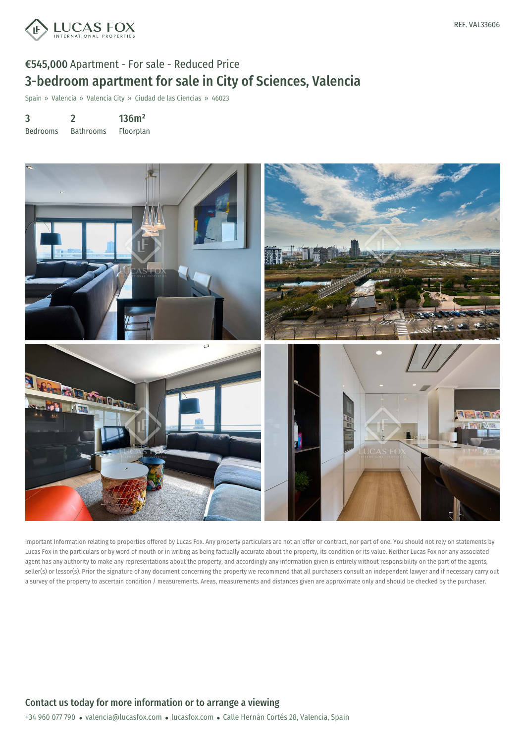REF. VAL33606

**€545,000** Apartment - For sale - Reduced Price

# 3-bedroom apartment for sale in City of Sciences, Valencia

Spain » Valencia » Valencia City » Ciudad de las Ciencias » 46023

| 3 | 2 | 136m² |
| --- | --- | --- |
| Bedrooms | Bathrooms | Floorplan |

Important Information relating to properties offered by Lucas Fox. Any property particulars are not an offer or contract, nor part of one. You should not rely on statements by Lucas Fox in the particulars or by word of mouth or in writing as being factually accurate about the property, its condition or its value. Neither Lucas Fox nor any associated agent has any authority to make any representations about the property, and accordingly any information given is entirely without responsibility on the part of the agents, seller(s) or lessor(s). Prior the signature of any document concerning the property we recommend that all purchasers consult an independent lawyer and if necessary carry out a survey of the property to ascertain condition / measurements. Areas, measurements and distances given are approximate only and should be checked by the purchaser.

## Contact us today for more information or to arrange a viewing

+34 960 077 790 • valencia@lucasfox.com • lucasfox.com • Calle Hernán Cortés 28, Valencia, Spain